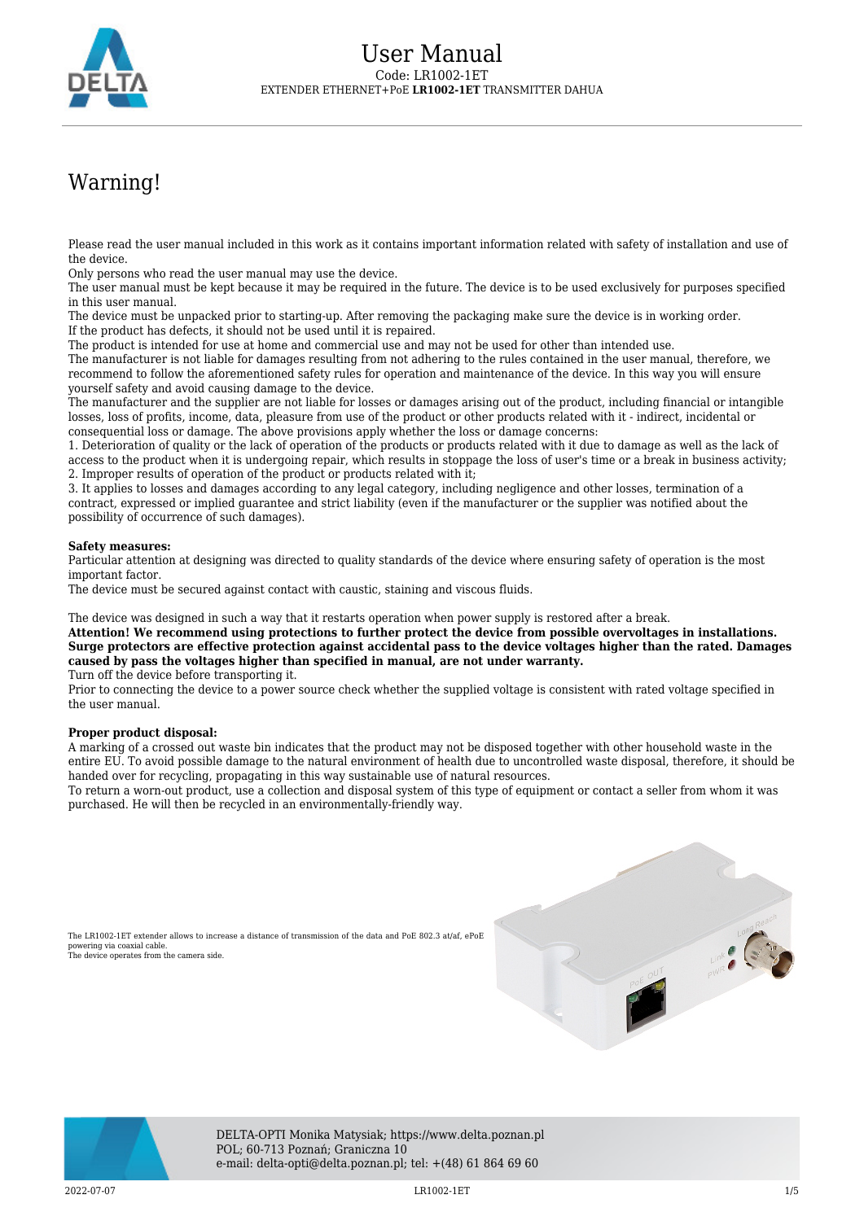# User Manual

Code: LR1002-1ET

EXTENDER ETHERNET+PoE **LR1002-1ET** TRANSMITTER DAHUA

# Warning!

Please read the user manual included in this work as it contains important information related with safety of installation and use of the device.

Only persons who read the user manual may use the device.

The user manual must be kept because it may be required in the future. The device is to be used exclusively for purposes specified in this user manual.

The device must be unpacked prior to starting-up. After removing the packaging make sure the device is in working order.

If the product has defects, it should not be used until it is repaired.

The product is intended for use at home and commercial use and may not be used for other than intended use.

The manufacturer is not liable for damages resulting from not adhering to the rules contained in the user manual, therefore, we recommend to follow the aforementioned safety rules for operation and maintenance of the device. In this way you will ensure yourself safety and avoid causing damage to the device.

The manufacturer and the supplier are not liable for losses or damages arising out of the product, including financial or intangible losses, loss of profits, income, data, pleasure from use of the product or other products related with it - indirect, incidental or consequential loss or damage. The above provisions apply whether the loss or damage concerns:

1. Deterioration of quality or the lack of operation of the products or products related with it due to damage as well as the lack of access to the product when it is undergoing repair, which results in stoppage the loss of user's time or a break in business activity;
2. Improper results of operation of the product or products related with it;
3. It applies to losses and damages according to any legal category, including negligence and other losses, termination of a contract, expressed or implied guarantee and strict liability (even if the manufacturer or the supplier was notified about the possibility of occurrence of such damages).

**Safety measures:**

Particular attention at designing was directed to quality standards of the device where ensuring safety of operation is the most important factor.

The device must be secured against contact with caustic, staining and viscous fluids.

The device was designed in such a way that it restarts operation when power supply is restored after a break.

**Attention! We recommend using protections to further protect the device from possible overvoltages in installations. Surge protectors are effective protection against accidental pass to the device voltages higher than the rated. Damages caused by pass the voltages higher than specified in manual, are not under warranty.**

Turn off the device before transporting it.

Prior to connecting the device to a power source check whether the supplied voltage is consistent with rated voltage specified in the user manual.

**Proper product disposal:**

A marking of a crossed out waste bin indicates that the product may not be disposed together with other household waste in the entire EU. To avoid possible damage to the natural environment of health due to uncontrolled waste disposal, therefore, it should be handed over for recycling, propagating in this way sustainable use of natural resources.

To return a worn-out product, use a collection and disposal system of this type of equipment or contact a seller from whom it was purchased. He will then be recycled in an environmentally-friendly way.

The LR1002-1ET extender allows to increase a distance of transmission of the data and PoE 802.3 at/af, ePoE powering via coaxial cable.

The device operates from the camera side.

DELTA-OPTI Monika Matysiak; https://www.delta.poznan.pl
POL; 60-713 Poznań; Graniczna 10
e-mail: delta-opti@delta.poznan.pl; tel: +(48) 61 864 69 60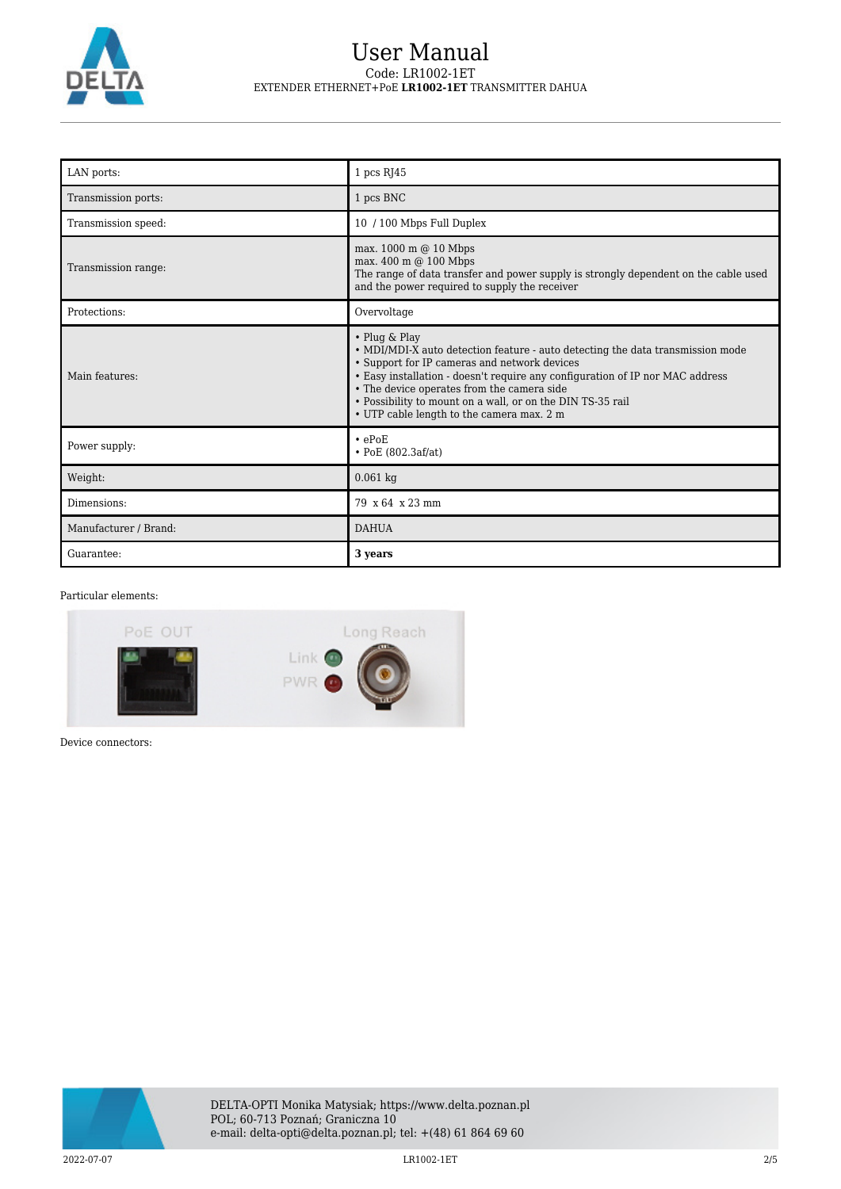| LAN ports: | 1 pcs RJ45 |
|---|---|
| Transmission ports: | 1 pcs BNC |
| Transmission speed: | 10 / 100 Mbps Full Duplex |
| Transmission range: | max. 1000 m @ 10 Mbps<br>max. 400 m @ 100 Mbps<br>The range of data transfer and power supply is strongly dependent on the cable used and the power required to supply the receiver |
| Protections: | Overvoltage |
| Main features: | • Plug & Play<br>• MDI/MDI-X auto detection feature - auto detecting the data transmission mode<br>• Support for IP cameras and network devices<br>• Easy installation - doesn't require any configuration of IP nor MAC address<br>• The device operates from the camera side<br>• Possibility to mount on a wall, or on the DIN TS-35 rail<br>• UTP cable length to the camera max. 2 m |
| Power supply: | • ePoE<br>• PoE (802.3af/at) |
| Weight: | 0.061 kg |
| Dimensions: | 79 x 64 x 23 mm |
| Manufacturer / Brand: | DAHUA |
| Guarantee: | **3 years** |

Particular elements:

Device connectors: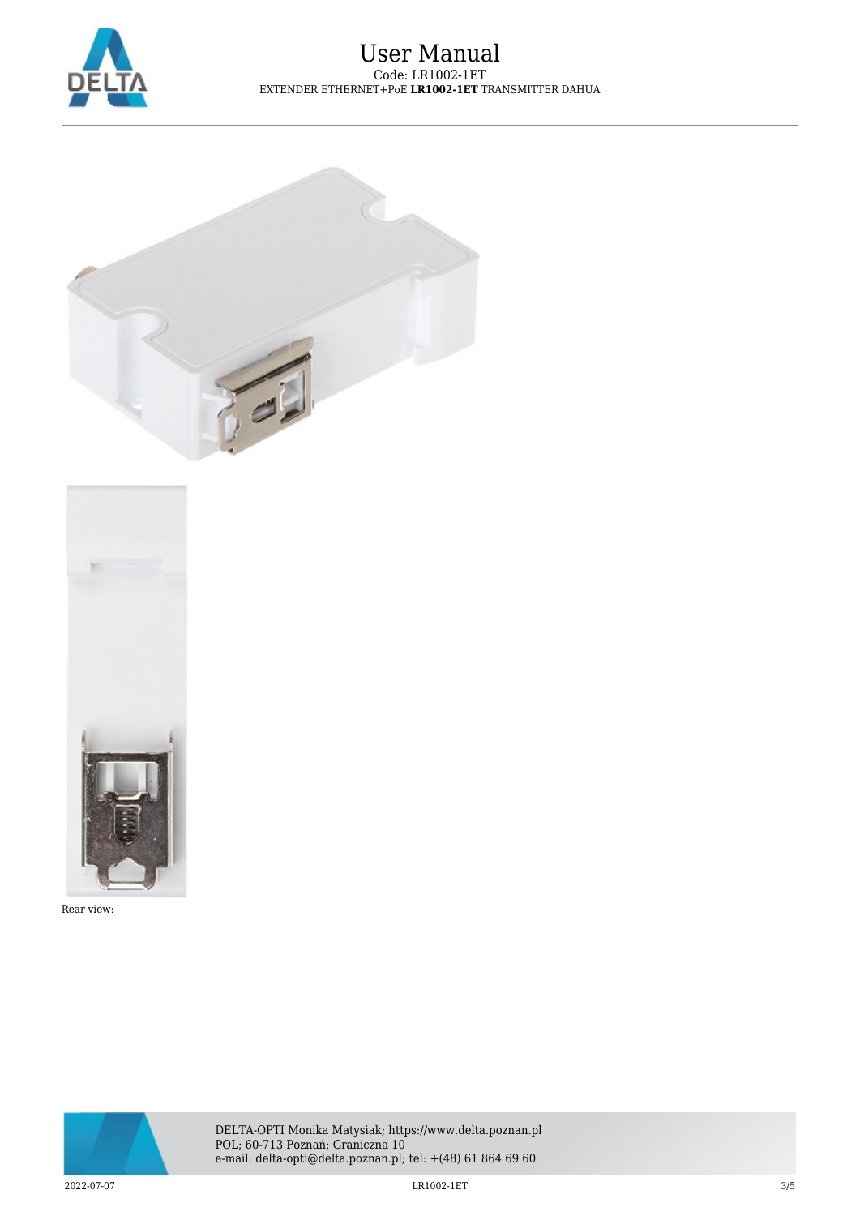Rear view: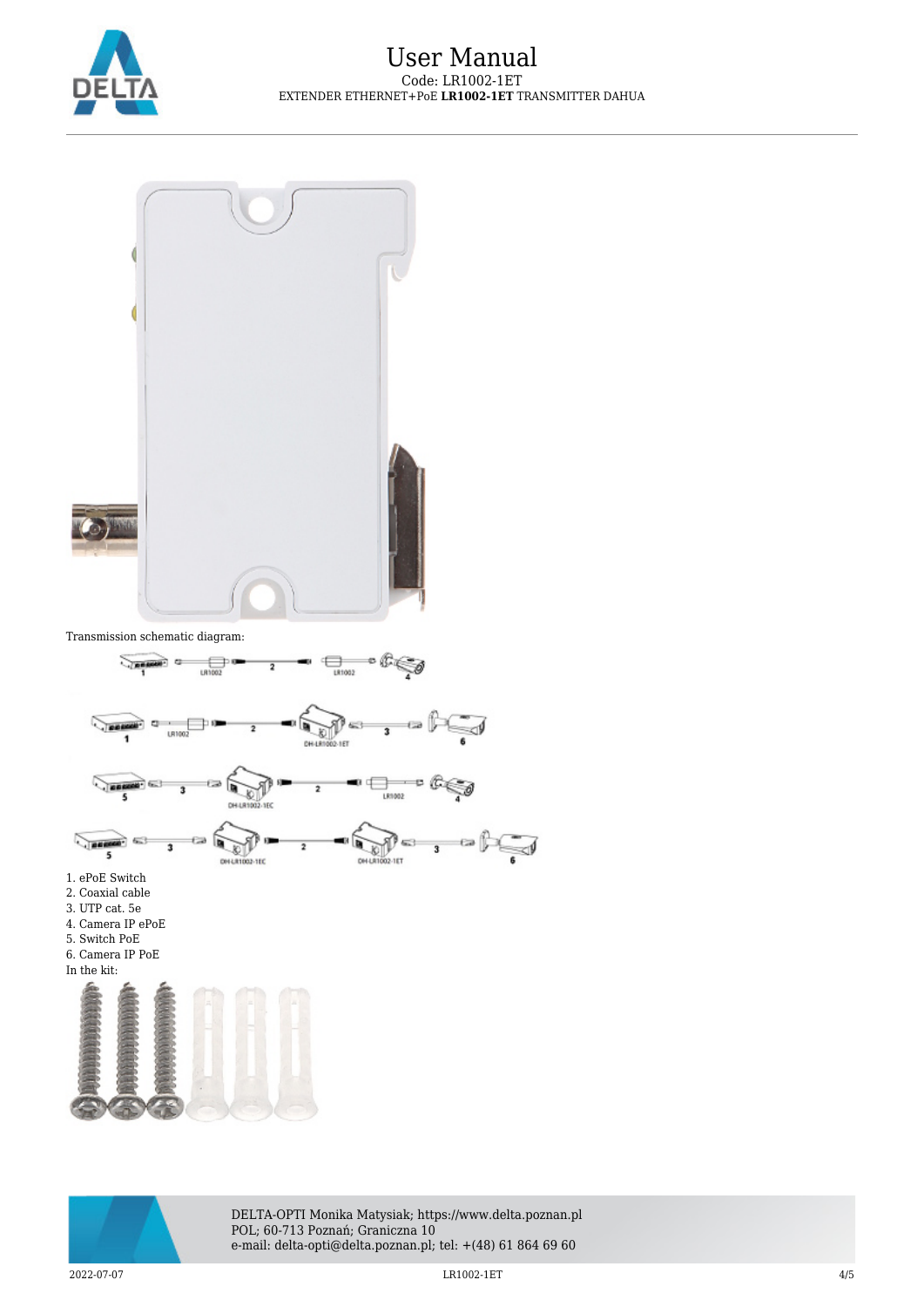Transmission schematic diagram:

1. ePoE Switch
2. Coaxial cable
3. UTP cat. 5e
4. Camera IP ePoE
5. Switch PoE
6. Camera IP PoE

In the kit: